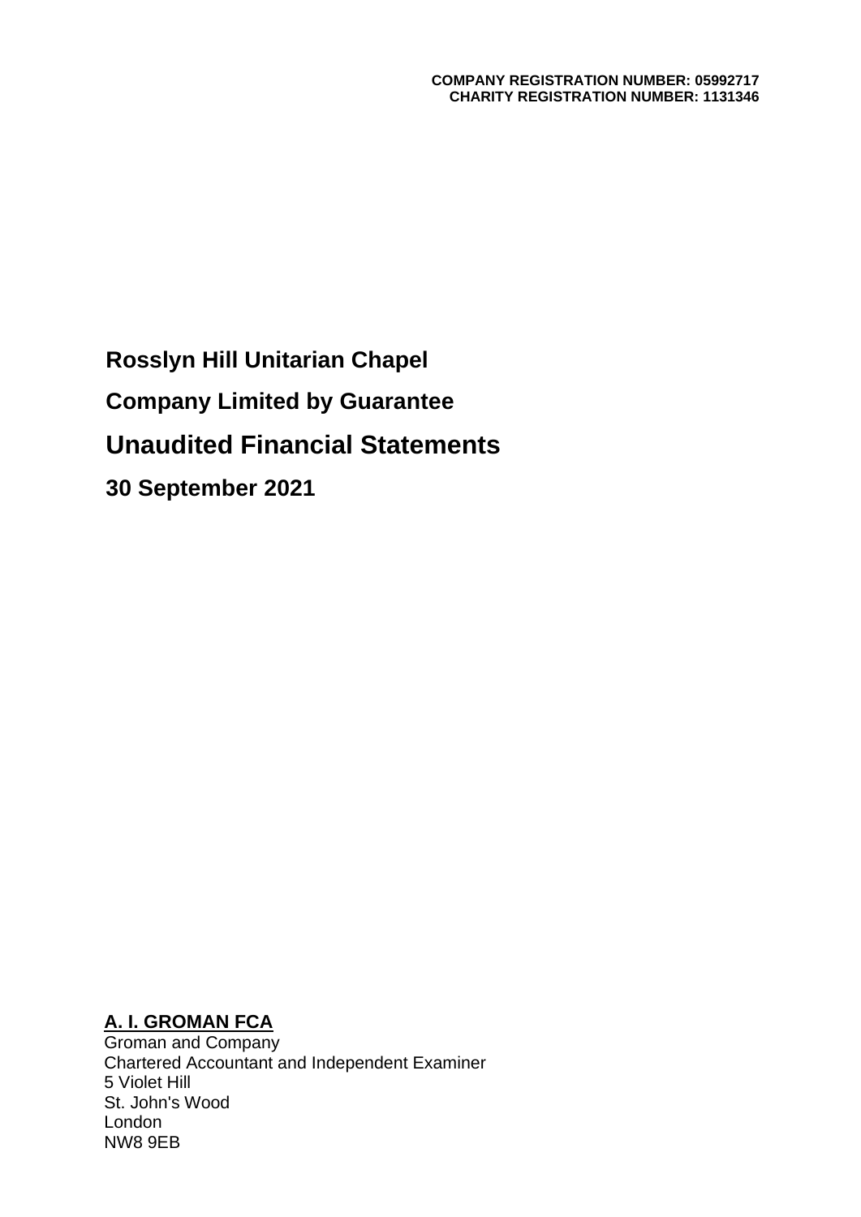**COMPANY REGISTRATION NUMBER: 05992717**
**CHARITY REGISTRATION NUMBER: 1131346**

# Rosslyn Hill Unitarian Chapel

## Company Limited by Guarantee

# Unaudited Financial Statements

## 30 September 2021

**A. I. GROMAN FCA**
Groman and Company
Chartered Accountant and Independent Examiner
5 Violet Hill
St. John's Wood
London
NW8 9EB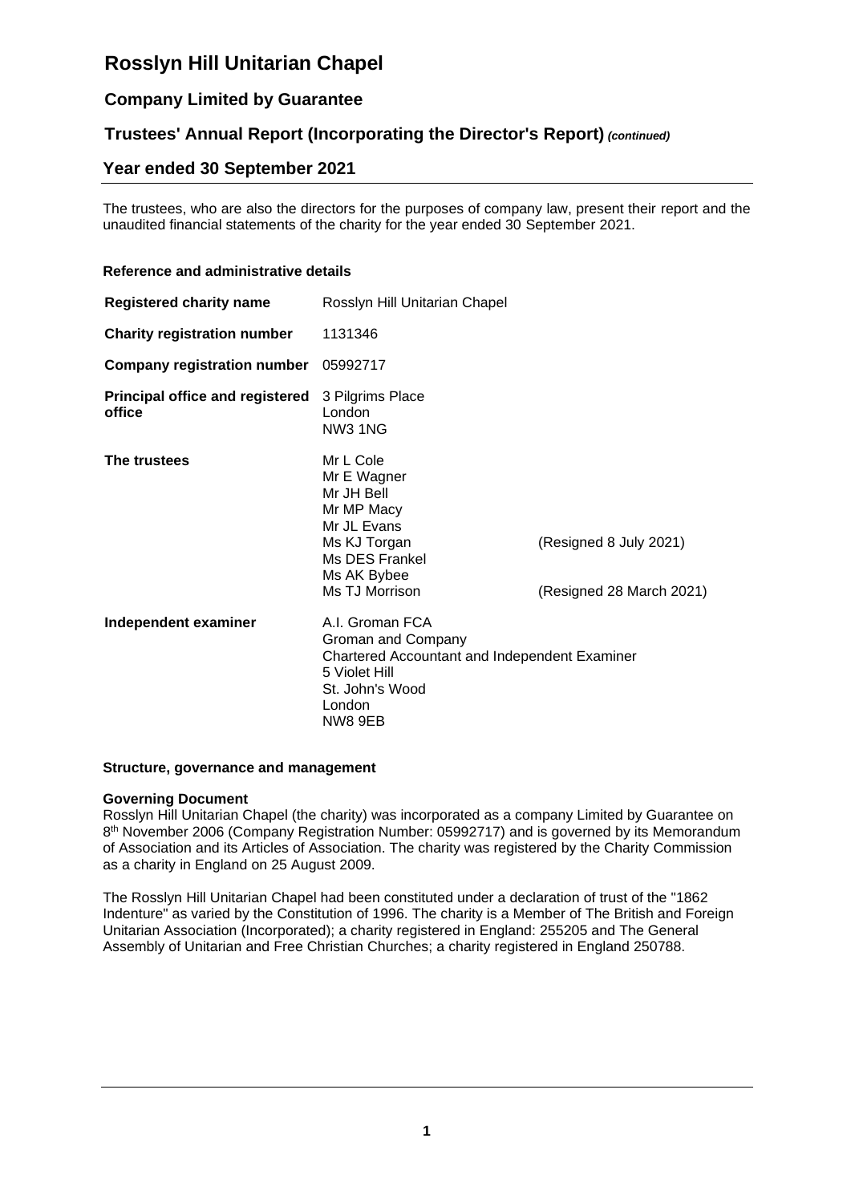# Rosslyn Hill Unitarian Chapel

## Company Limited by Guarantee

## Trustees' Annual Report (Incorporating the Director's Report) *(continued)*

## Year ended 30 September 2021

The trustees, who are also the directors for the purposes of company law, present their report and the unaudited financial statements of the charity for the year ended 30 September 2021.

### Reference and administrative details

| | | |
|---|---|---|
| **Registered charity name** | Rosslyn Hill Unitarian Chapel | |
| **Charity registration number** | 1131346 | |
| **Company registration number** | 05992717 | |
| **Principal office and registered office** | 3 Pilgrims Place<br>London<br>NW3 1NG | |
| **The trustees** | Mr L Cole | |
| | Mr E Wagner | |
| | Mr JH Bell | |
| | Mr MP Macy | |
| | Mr JL Evans | |
| | Ms KJ Torgan | (Resigned 8 July 2021) |
| | Ms DES Frankel | |
| | Ms AK Bybee | |
| | Ms TJ Morrison | (Resigned 28 March 2021) |
| **Independent examiner** | A.I. Groman FCA<br>Groman and Company<br>Chartered Accountant and Independent Examiner<br>5 Violet Hill<br>St. John's Wood<br>London<br>NW8 9EB | |

### Structure, governance and management

**Governing Document**

Rosslyn Hill Unitarian Chapel (the charity) was incorporated as a company Limited by Guarantee on 8th November 2006 (Company Registration Number: 05992717) and is governed by its Memorandum of Association and its Articles of Association. The charity was registered by the Charity Commission as a charity in England on 25 August 2009.

The Rosslyn Hill Unitarian Chapel had been constituted under a declaration of trust of the "1862 Indenture" as varied by the Constitution of 1996. The charity is a Member of The British and Foreign Unitarian Association (Incorporated); a charity registered in England: 255205 and The General Assembly of Unitarian and Free Christian Churches; a charity registered in England 250788.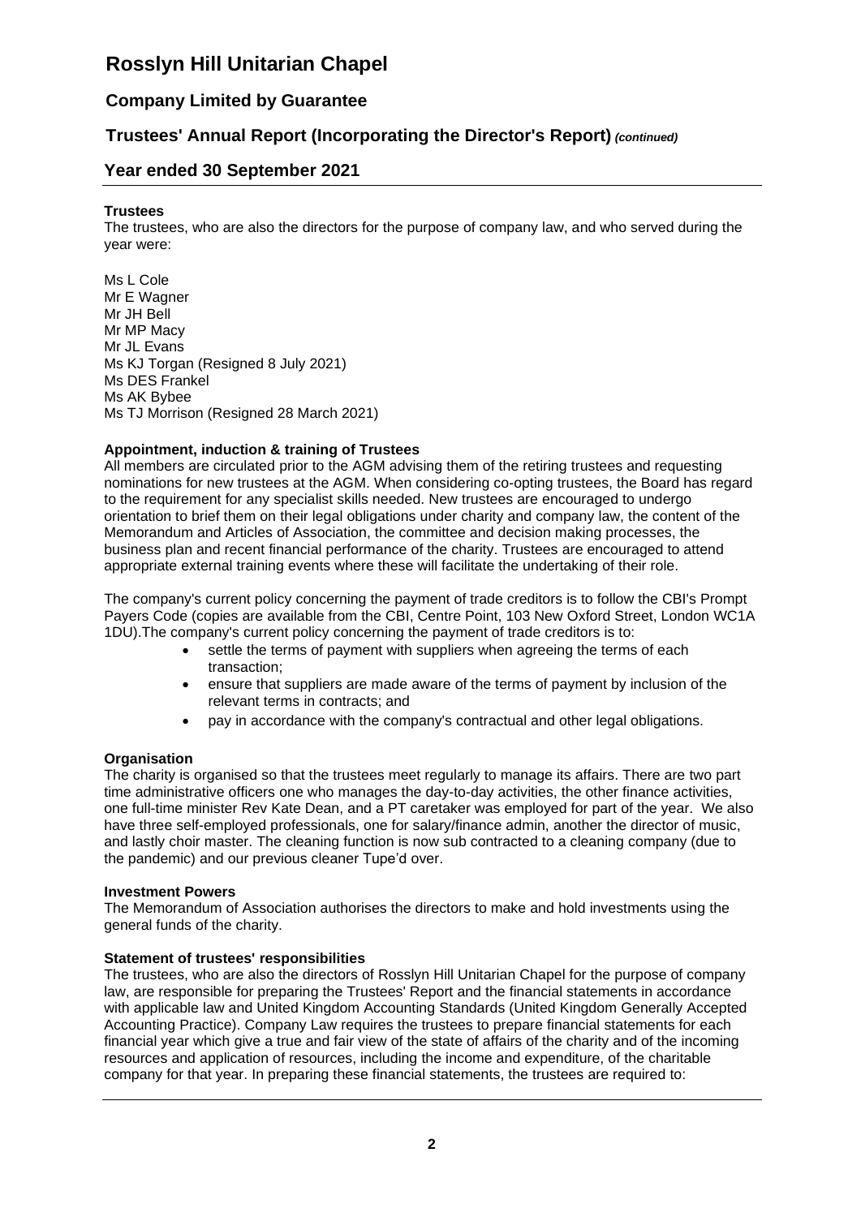### Trustees

The trustees, who are also the directors for the purpose of company law, and who served during the year were:

Ms L Cole
Mr E Wagner
Mr JH Bell
Mr MP Macy
Mr JL Evans
Ms KJ Torgan (Resigned 8 July 2021)
Ms DES Frankel
Ms AK Bybee
Ms TJ Morrison (Resigned 28 March 2021)

### Appointment, induction & training of Trustees

All members are circulated prior to the AGM advising them of the retiring trustees and requesting nominations for new trustees at the AGM. When considering co-opting trustees, the Board has regard to the requirement for any specialist skills needed. New trustees are encouraged to undergo orientation to brief them on their legal obligations under charity and company law, the content of the Memorandum and Articles of Association, the committee and decision making processes, the business plan and recent financial performance of the charity. Trustees are encouraged to attend appropriate external training events where these will facilitate the undertaking of their role.

The company's current policy concerning the payment of trade creditors is to follow the CBI's Prompt Payers Code (copies are available from the CBI, Centre Point, 103 New Oxford Street, London WC1A 1DU).The company's current policy concerning the payment of trade creditors is to:

- settle the terms of payment with suppliers when agreeing the terms of each transaction;
- ensure that suppliers are made aware of the terms of payment by inclusion of the relevant terms in contracts; and
- pay in accordance with the company's contractual and other legal obligations.

### Organisation

The charity is organised so that the trustees meet regularly to manage its affairs. There are two part time administrative officers one who manages the day-to-day activities, the other finance activities, one full-time minister Rev Kate Dean, and a PT caretaker was employed for part of the year. We also have three self-employed professionals, one for salary/finance admin, another the director of music, and lastly choir master. The cleaning function is now sub contracted to a cleaning company (due to the pandemic) and our previous cleaner Tupe'd over.

### Investment Powers

The Memorandum of Association authorises the directors to make and hold investments using the general funds of the charity.

### Statement of trustees' responsibilities

The trustees, who are also the directors of Rosslyn Hill Unitarian Chapel for the purpose of company law, are responsible for preparing the Trustees' Report and the financial statements in accordance with applicable law and United Kingdom Accounting Standards (United Kingdom Generally Accepted Accounting Practice). Company Law requires the trustees to prepare financial statements for each financial year which give a true and fair view of the state of affairs of the charity and of the incoming resources and application of resources, including the income and expenditure, of the charitable company for that year. In preparing these financial statements, the trustees are required to: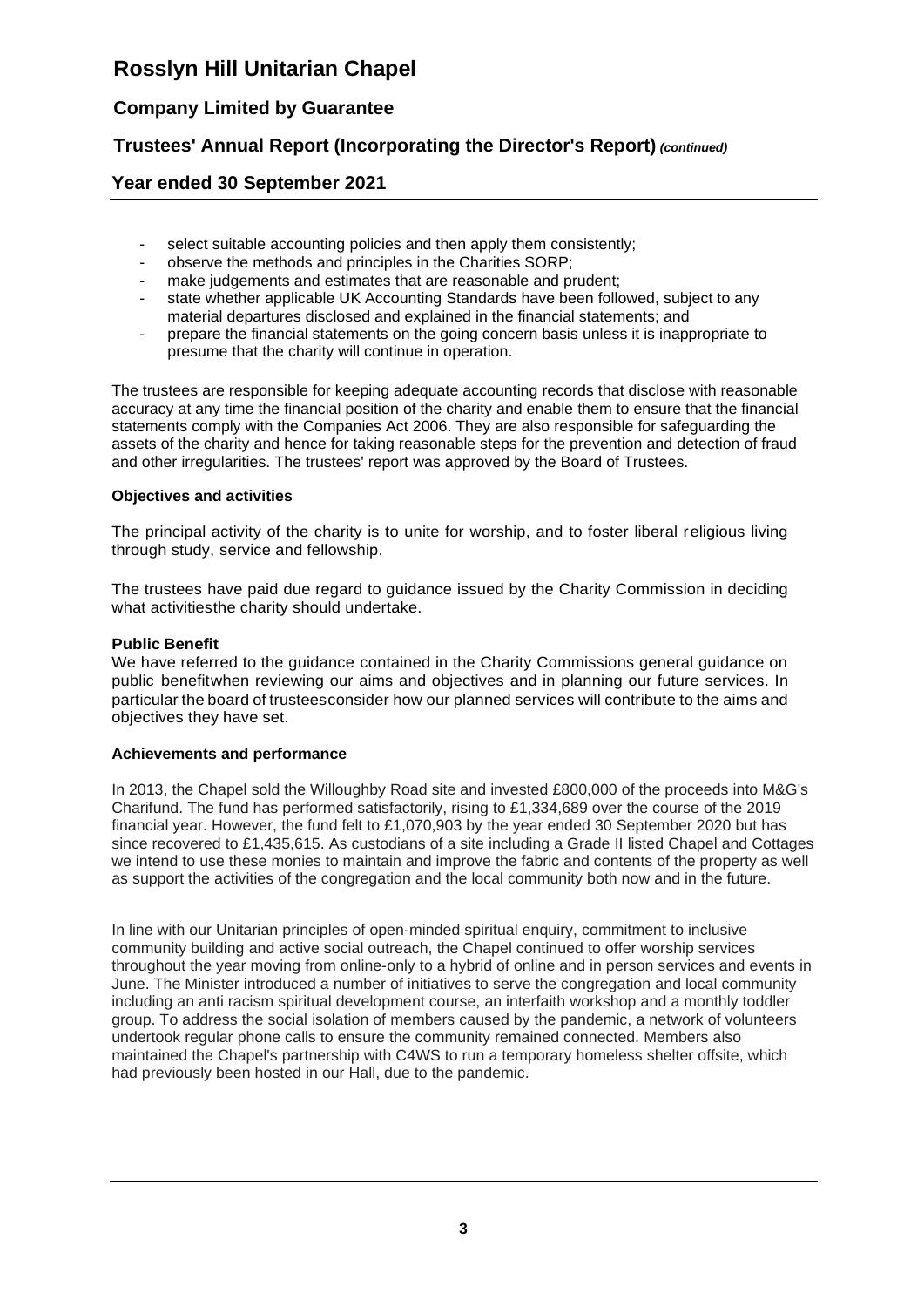- select suitable accounting policies and then apply them consistently;
- observe the methods and principles in the Charities SORP;
- make judgements and estimates that are reasonable and prudent;
- state whether applicable UK Accounting Standards have been followed, subject to any material departures disclosed and explained in the financial statements; and
- prepare the financial statements on the going concern basis unless it is inappropriate to presume that the charity will continue in operation.

The trustees are responsible for keeping adequate accounting records that disclose with reasonable accuracy at any time the financial position of the charity and enable them to ensure that the financial statements comply with the Companies Act 2006. They are also responsible for safeguarding the assets of the charity and hence for taking reasonable steps for the prevention and detection of fraud and other irregularities. The trustees' report was approved by the Board of Trustees.

**Objectives and activities**

The principal activity of the charity is to unite for worship, and to foster liberal religious living through study, service and fellowship.

The trustees have paid due regard to guidance issued by the Charity Commission in deciding what activitiesthe charity should undertake.

**Public Benefit**

We have referred to the guidance contained in the Charity Commissions general guidance on public benefitwhen reviewing our aims and objectives and in planning our future services. In particular the board of trusteesconsider how our planned services will contribute to the aims and objectives they have set.

**Achievements and performance**

In 2013, the Chapel sold the Willoughby Road site and invested £800,000 of the proceeds into M&G's Charifund. The fund has performed satisfactorily, rising to £1,334,689 over the course of the 2019 financial year. However, the fund felt to £1,070,903 by the year ended 30 September 2020 but has since recovered to £1,435,615. As custodians of a site including a Grade II listed Chapel and Cottages we intend to use these monies to maintain and improve the fabric and contents of the property as well as support the activities of the congregation and the local community both now and in the future.

In line with our Unitarian principles of open-minded spiritual enquiry, commitment to inclusive community building and active social outreach, the Chapel continued to offer worship services throughout the year moving from online-only to a hybrid of online and in person services and events in June. The Minister introduced a number of initiatives to serve the congregation and local community including an anti racism spiritual development course, an interfaith workshop and a monthly toddler group. To address the social isolation of members caused by the pandemic, a network of volunteers undertook regular phone calls to ensure the community remained connected. Members also maintained the Chapel's partnership with C4WS to run a temporary homeless shelter offsite, which had previously been hosted in our Hall, due to the pandemic.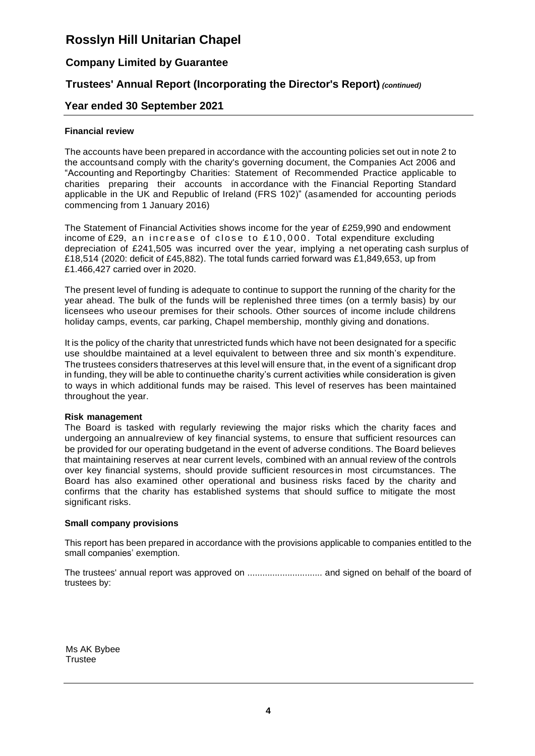# Rosslyn Hill Unitarian Chapel

## Company Limited by Guarantee

## Trustees' Annual Report (Incorporating the Director's Report) *(continued)*

## Year ended 30 September 2021

**Financial review**

The accounts have been prepared in accordance with the accounting policies set out in note 2 to the accountsand comply with the charity's governing document, the Companies Act 2006 and "Accounting and Reportingby Charities: Statement of Recommended Practice applicable to charities preparing their accounts in accordance with the Financial Reporting Standard applicable in the UK and Republic of Ireland (FRS 102)" (asamended for accounting periods commencing from 1 January 2016)

The Statement of Financial Activities shows income for the year of £259,990 and endowment income of £29, an increase of close to £10,000. Total expenditure excluding depreciation of £241,505 was incurred over the year, implying a net operating cash surplus of £18,514 (2020: deficit of £45,882). The total funds carried forward was £1,849,653, up from £1.466,427 carried over in 2020.

The present level of funding is adequate to continue to support the running of the charity for the year ahead. The bulk of the funds will be replenished three times (on a termly basis) by our licensees who useour premises for their schools. Other sources of income include childrens holiday camps, events, car parking, Chapel membership, monthly giving and donations.

It is the policy of the charity that unrestricted funds which have not been designated for a specific use shouldbe maintained at a level equivalent to between three and six month's expenditure. The trustees considers thatreserves at this level will ensure that, in the event of a significant drop in funding, they will be able to continuethe charity's current activities while consideration is given to ways in which additional funds may be raised. This level of reserves has been maintained throughout the year.

**Risk management**

The Board is tasked with regularly reviewing the major risks which the charity faces and undergoing an annualreview of key financial systems, to ensure that sufficient resources can be provided for our operating budgetand in the event of adverse conditions. The Board believes that maintaining reserves at near current levels, combined with an annual review of the controls over key financial systems, should provide sufficient resourcesin most circumstances. The Board has also examined other operational and business risks faced by the charity and confirms that the charity has established systems that should suffice to mitigate the most significant risks.

**Small company provisions**

This report has been prepared in accordance with the provisions applicable to companies entitled to the small companies' exemption.

The trustees' annual report was approved on ............................. and signed on behalf of the board of trustees by:

Ms AK Bybee
Trustee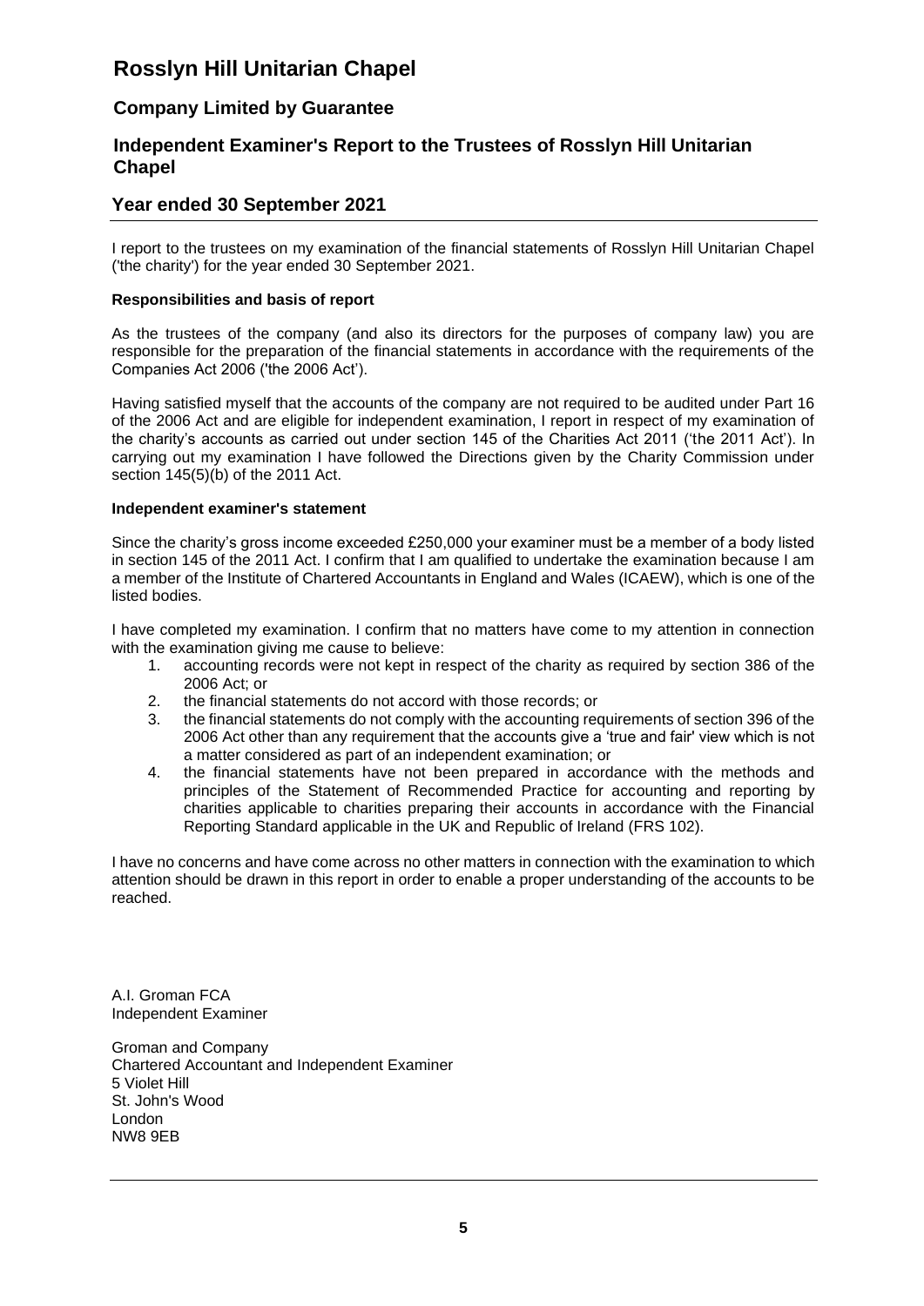# Rosslyn Hill Unitarian Chapel

## Company Limited by Guarantee

## Independent Examiner's Report to the Trustees of Rosslyn Hill Unitarian Chapel

## Year ended 30 September 2021

I report to the trustees on my examination of the financial statements of Rosslyn Hill Unitarian Chapel ('the charity') for the year ended 30 September 2021.

**Responsibilities and basis of report**

As the trustees of the company (and also its directors for the purposes of company law) you are responsible for the preparation of the financial statements in accordance with the requirements of the Companies Act 2006 ('the 2006 Act').

Having satisfied myself that the accounts of the company are not required to be audited under Part 16 of the 2006 Act and are eligible for independent examination, I report in respect of my examination of the charity's accounts as carried out under section 145 of the Charities Act 2011 ('the 2011 Act'). In carrying out my examination I have followed the Directions given by the Charity Commission under section 145(5)(b) of the 2011 Act.

**Independent examiner's statement**

Since the charity's gross income exceeded £250,000 your examiner must be a member of a body listed in section 145 of the 2011 Act. I confirm that I am qualified to undertake the examination because I am a member of the Institute of Chartered Accountants in England and Wales (ICAEW), which is one of the listed bodies.

I have completed my examination. I confirm that no matters have come to my attention in connection with the examination giving me cause to believe:

1. accounting records were not kept in respect of the charity as required by section 386 of the 2006 Act; or
2. the financial statements do not accord with those records; or
3. the financial statements do not comply with the accounting requirements of section 396 of the 2006 Act other than any requirement that the accounts give a 'true and fair' view which is not a matter considered as part of an independent examination; or
4. the financial statements have not been prepared in accordance with the methods and principles of the Statement of Recommended Practice for accounting and reporting by charities applicable to charities preparing their accounts in accordance with the Financial Reporting Standard applicable in the UK and Republic of Ireland (FRS 102).

I have no concerns and have come across no other matters in connection with the examination to which attention should be drawn in this report in order to enable a proper understanding of the accounts to be reached.

A.I. Groman FCA
Independent Examiner

Groman and Company
Chartered Accountant and Independent Examiner
5 Violet Hill
St. John's Wood
London
NW8 9EB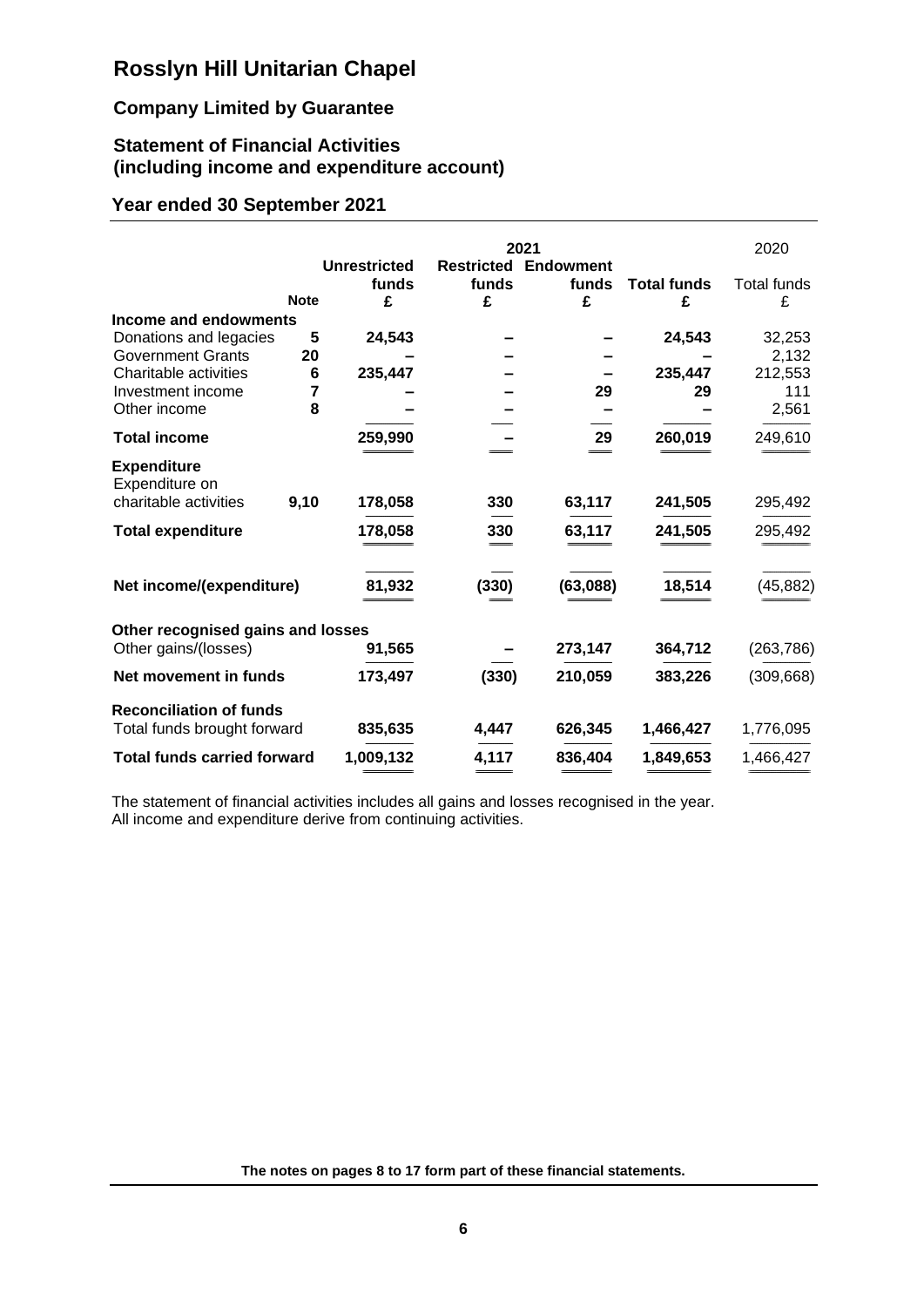# Rosslyn Hill Unitarian Chapel

## Company Limited by Guarantee

## Statement of Financial Activities (including income and expenditure account)

## Year ended 30 September 2021

| | | 2021 | | | | 2020 |
|---|---|---|---|---|---|---|
| | **Note** | **Unrestricted funds £** | **Restricted funds £** | **Endowment funds £** | **Total funds £** | Total funds £ |
| **Income and endowments** | | | | | | |
| Donations and legacies | 5 | **24,543** | – | – | **24,543** | 32,253 |
| Government Grants | 20 | – | – | – | – | 2,132 |
| Charitable activities | 6 | **235,447** | – | – | **235,447** | 212,553 |
| Investment income | 7 | – | – | **29** | **29** | 111 |
| Other income | 8 | – | – | – | – | 2,561 |
| **Total income** | | **259,990** | – | **29** | **260,019** | 249,610 |
| **Expenditure** | | | | | | |
| Expenditure on charitable activities | 9,10 | **178,058** | **330** | **63,117** | **241,505** | 295,492 |
| **Total expenditure** | | **178,058** | **330** | **63,117** | **241,505** | 295,492 |
| **Net income/(expenditure)** | | **81,932** | **(330)** | **(63,088)** | **18,514** | (45,882) |
| **Other recognised gains and losses** | | | | | | |
| Other gains/(losses) | | **91,565** | – | **273,147** | **364,712** | (263,786) |
| **Net movement in funds** | | **173,497** | **(330)** | **210,059** | **383,226** | (309,668) |
| **Reconciliation of funds** | | | | | | |
| Total funds brought forward | | **835,635** | **4,447** | **626,345** | **1,466,427** | 1,776,095 |
| **Total funds carried forward** | | **1,009,132** | **4,117** | **836,404** | **1,849,653** | 1,466,427 |

The statement of financial activities includes all gains and losses recognised in the year.
All income and expenditure derive from continuing activities.

**The notes on pages 8 to 17 form part of these financial statements.**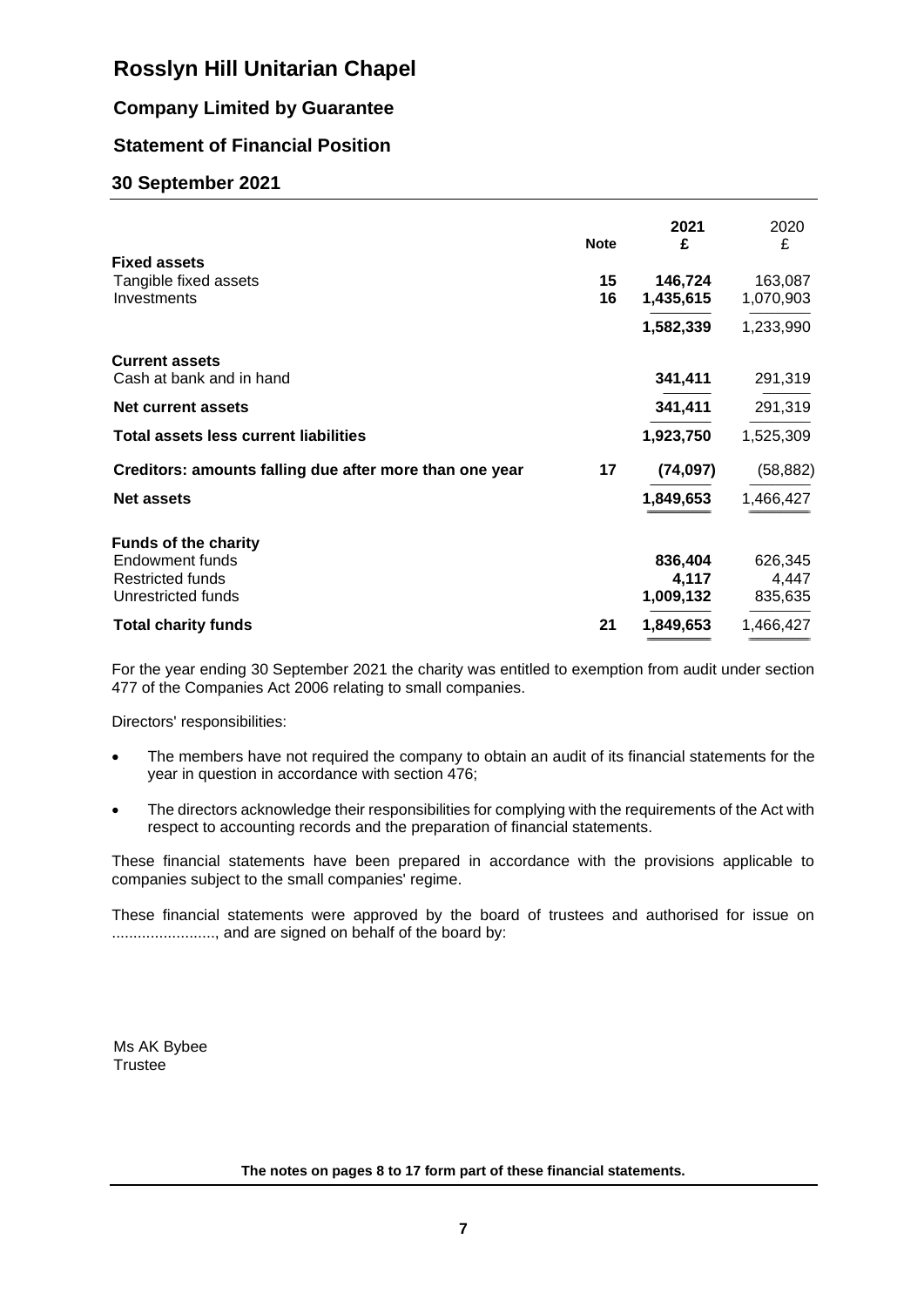# Rosslyn Hill Unitarian Chapel

## Company Limited by Guarantee

## Statement of Financial Position

## 30 September 2021

| | Note | 2021 £ | 2020 £ |
|---|---|---|---|
| **Fixed assets** | | | |
| Tangible fixed assets | 15 | **146,724** | 163,087 |
| Investments | 16 | **1,435,615** | 1,070,903 |
| | | **1,582,339** | 1,233,990 |
| **Current assets** | | | |
| Cash at bank and in hand | | **341,411** | 291,319 |
| **Net current assets** | | **341,411** | 291,319 |
| **Total assets less current liabilities** | | **1,923,750** | 1,525,309 |
| **Creditors: amounts falling due after more than one year** | 17 | **(74,097)** | (58,882) |
| **Net assets** | | **1,849,653** | 1,466,427 |
| **Funds of the charity** | | | |
| Endowment funds | | **836,404** | 626,345 |
| Restricted funds | | **4,117** | 4,447 |
| Unrestricted funds | | **1,009,132** | 835,635 |
| **Total charity funds** | 21 | **1,849,653** | 1,466,427 |

For the year ending 30 September 2021 the charity was entitled to exemption from audit under section 477 of the Companies Act 2006 relating to small companies.

Directors' responsibilities:

- The members have not required the company to obtain an audit of its financial statements for the year in question in accordance with section 476;
- The directors acknowledge their responsibilities for complying with the requirements of the Act with respect to accounting records and the preparation of financial statements.

These financial statements have been prepared in accordance with the provisions applicable to companies subject to the small companies' regime.

These financial statements were approved by the board of trustees and authorised for issue on ........................, and are signed on behalf of the board by:

Ms AK Bybee
Trustee

**The notes on pages 8 to 17 form part of these financial statements.**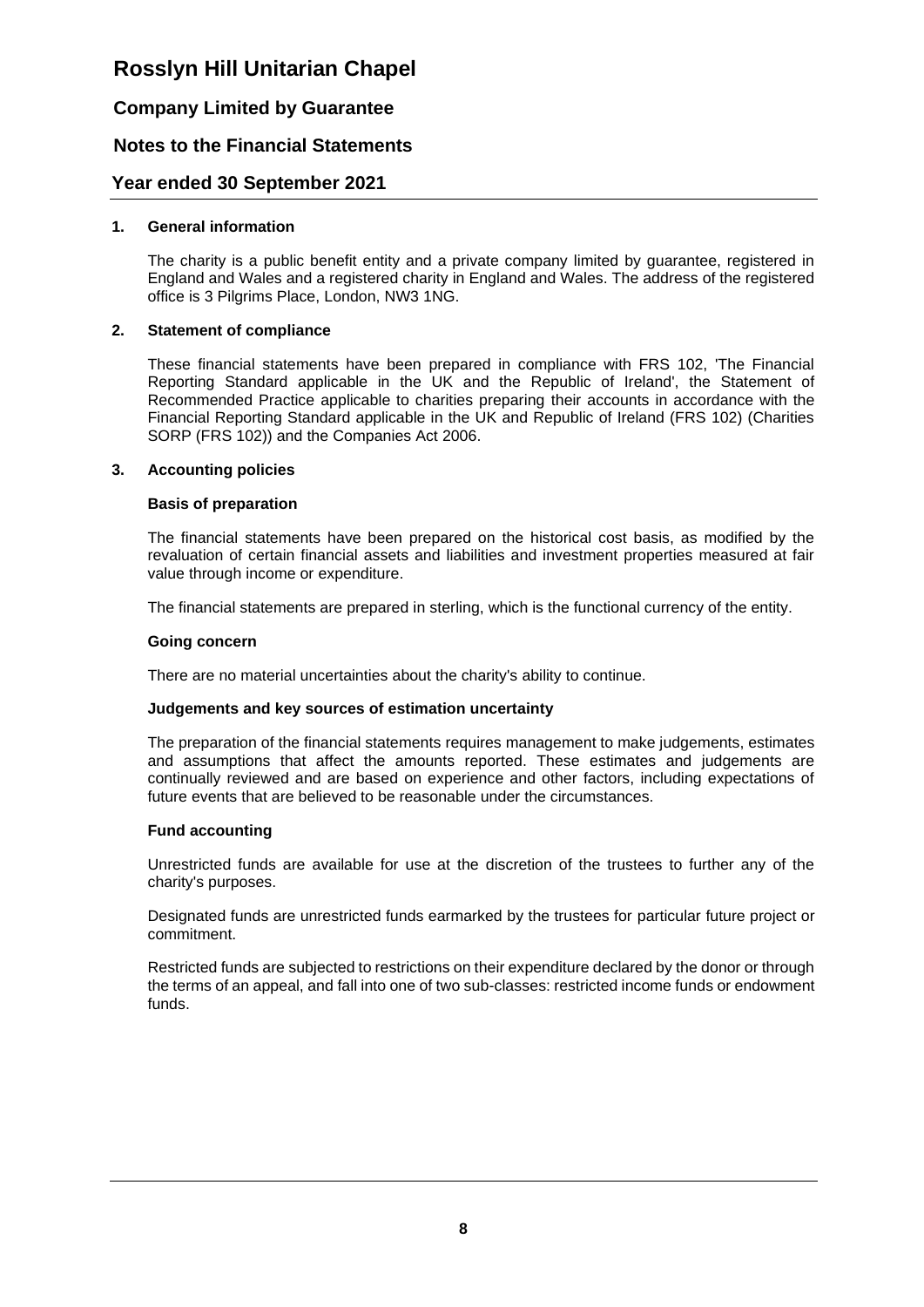# Rosslyn Hill Unitarian Chapel

## Company Limited by Guarantee

## Notes to the Financial Statements

## Year ended 30 September 2021

### 1. General information

The charity is a public benefit entity and a private company limited by guarantee, registered in England and Wales and a registered charity in England and Wales. The address of the registered office is 3 Pilgrims Place, London, NW3 1NG.

### 2. Statement of compliance

These financial statements have been prepared in compliance with FRS 102, 'The Financial Reporting Standard applicable in the UK and the Republic of Ireland', the Statement of Recommended Practice applicable to charities preparing their accounts in accordance with the Financial Reporting Standard applicable in the UK and Republic of Ireland (FRS 102) (Charities SORP (FRS 102)) and the Companies Act 2006.

### 3. Accounting policies

**Basis of preparation**

The financial statements have been prepared on the historical cost basis, as modified by the revaluation of certain financial assets and liabilities and investment properties measured at fair value through income or expenditure.

The financial statements are prepared in sterling, which is the functional currency of the entity.

**Going concern**

There are no material uncertainties about the charity's ability to continue.

**Judgements and key sources of estimation uncertainty**

The preparation of the financial statements requires management to make judgements, estimates and assumptions that affect the amounts reported. These estimates and judgements are continually reviewed and are based on experience and other factors, including expectations of future events that are believed to be reasonable under the circumstances.

**Fund accounting**

Unrestricted funds are available for use at the discretion of the trustees to further any of the charity's purposes.

Designated funds are unrestricted funds earmarked by the trustees for particular future project or commitment.

Restricted funds are subjected to restrictions on their expenditure declared by the donor or through the terms of an appeal, and fall into one of two sub-classes: restricted income funds or endowment funds.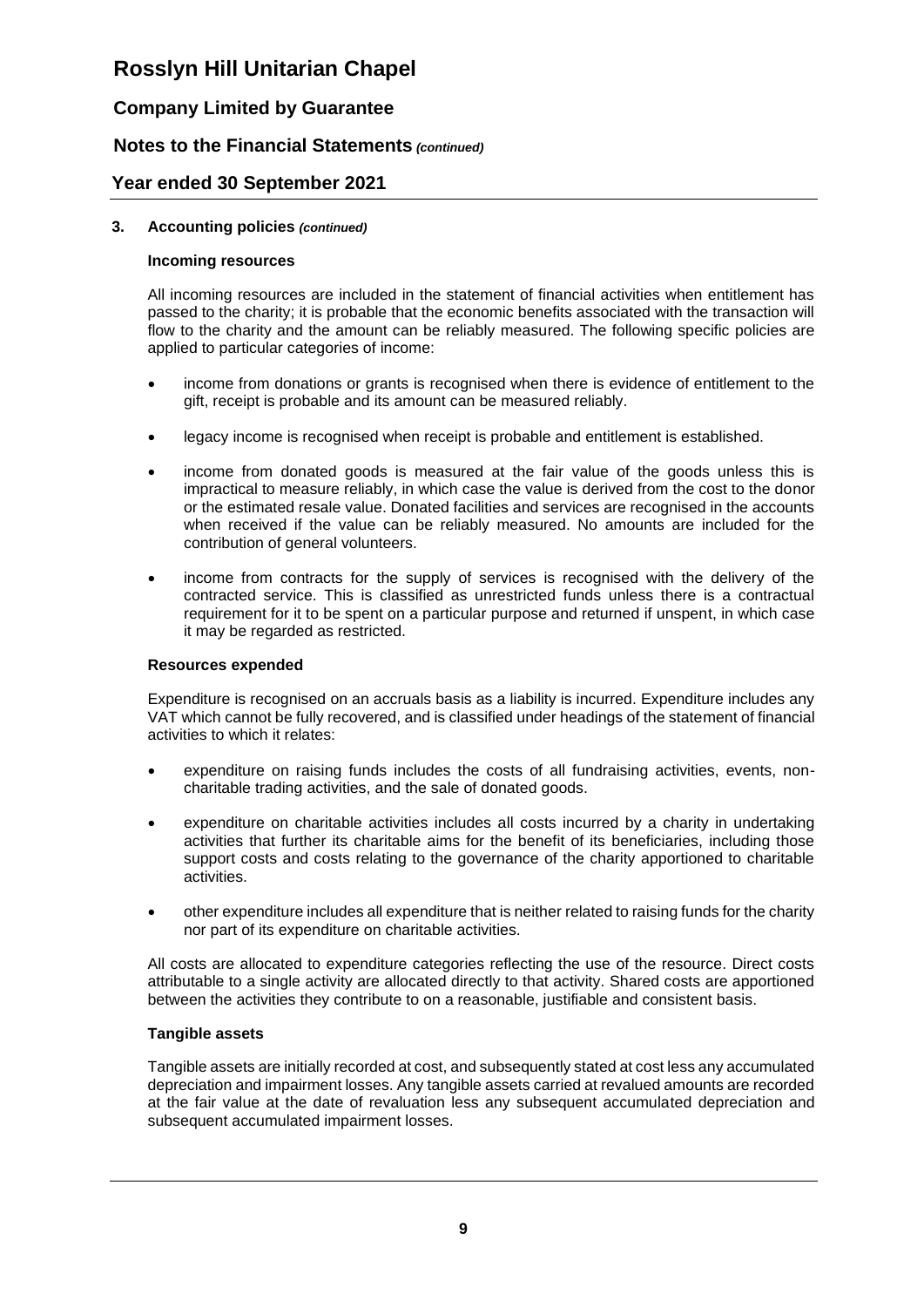### 3. Accounting policies *(continued)*

#### Incoming resources

All incoming resources are included in the statement of financial activities when entitlement has passed to the charity; it is probable that the economic benefits associated with the transaction will flow to the charity and the amount can be reliably measured. The following specific policies are applied to particular categories of income:

- income from donations or grants is recognised when there is evidence of entitlement to the gift, receipt is probable and its amount can be measured reliably.
- legacy income is recognised when receipt is probable and entitlement is established.
- income from donated goods is measured at the fair value of the goods unless this is impractical to measure reliably, in which case the value is derived from the cost to the donor or the estimated resale value. Donated facilities and services are recognised in the accounts when received if the value can be reliably measured. No amounts are included for the contribution of general volunteers.
- income from contracts for the supply of services is recognised with the delivery of the contracted service. This is classified as unrestricted funds unless there is a contractual requirement for it to be spent on a particular purpose and returned if unspent, in which case it may be regarded as restricted.

#### Resources expended

Expenditure is recognised on an accruals basis as a liability is incurred. Expenditure includes any VAT which cannot be fully recovered, and is classified under headings of the statement of financial activities to which it relates:

- expenditure on raising funds includes the costs of all fundraising activities, events, non-charitable trading activities, and the sale of donated goods.
- expenditure on charitable activities includes all costs incurred by a charity in undertaking activities that further its charitable aims for the benefit of its beneficiaries, including those support costs and costs relating to the governance of the charity apportioned to charitable activities.
- other expenditure includes all expenditure that is neither related to raising funds for the charity nor part of its expenditure on charitable activities.

All costs are allocated to expenditure categories reflecting the use of the resource. Direct costs attributable to a single activity are allocated directly to that activity. Shared costs are apportioned between the activities they contribute to on a reasonable, justifiable and consistent basis.

#### Tangible assets

Tangible assets are initially recorded at cost, and subsequently stated at cost less any accumulated depreciation and impairment losses. Any tangible assets carried at revalued amounts are recorded at the fair value at the date of revaluation less any subsequent accumulated depreciation and subsequent accumulated impairment losses.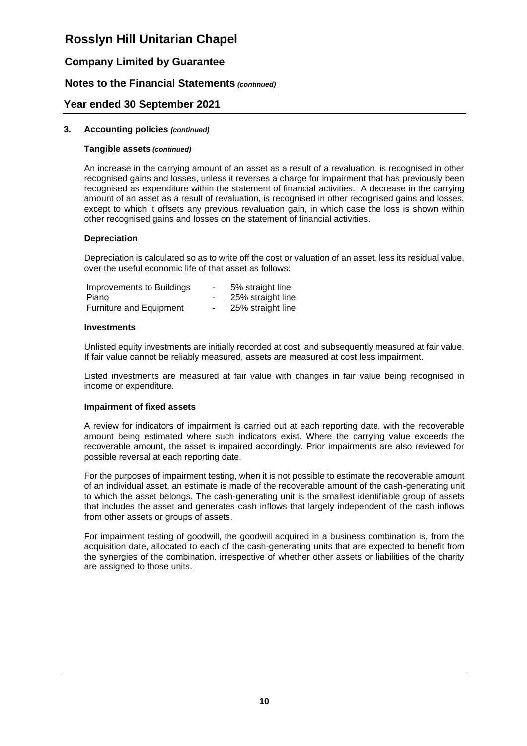# Rosslyn Hill Unitarian Chapel

## Company Limited by Guarantee

## Notes to the Financial Statements *(continued)*

## Year ended 30 September 2021

### 3. Accounting policies *(continued)*

#### Tangible assets *(continued)*

An increase in the carrying amount of an asset as a result of a revaluation, is recognised in other recognised gains and losses, unless it reverses a charge for impairment that has previously been recognised as expenditure within the statement of financial activities. A decrease in the carrying amount of an asset as a result of revaluation, is recognised in other recognised gains and losses, except to which it offsets any previous revaluation gain, in which case the loss is shown within other recognised gains and losses on the statement of financial activities.

#### Depreciation

Depreciation is calculated so as to write off the cost or valuation of an asset, less its residual value, over the useful economic life of that asset as follows:

| | | |
|---|---|---|
| Improvements to Buildings | - | 5% straight line |
| Piano | - | 25% straight line |
| Furniture and Equipment | - | 25% straight line |

#### Investments

Unlisted equity investments are initially recorded at cost, and subsequently measured at fair value. If fair value cannot be reliably measured, assets are measured at cost less impairment.

Listed investments are measured at fair value with changes in fair value being recognised in income or expenditure.

#### Impairment of fixed assets

A review for indicators of impairment is carried out at each reporting date, with the recoverable amount being estimated where such indicators exist. Where the carrying value exceeds the recoverable amount, the asset is impaired accordingly. Prior impairments are also reviewed for possible reversal at each reporting date.

For the purposes of impairment testing, when it is not possible to estimate the recoverable amount of an individual asset, an estimate is made of the recoverable amount of the cash-generating unit to which the asset belongs. The cash-generating unit is the smallest identifiable group of assets that includes the asset and generates cash inflows that largely independent of the cash inflows from other assets or groups of assets.

For impairment testing of goodwill, the goodwill acquired in a business combination is, from the acquisition date, allocated to each of the cash-generating units that are expected to benefit from the synergies of the combination, irrespective of whether other assets or liabilities of the charity are assigned to those units.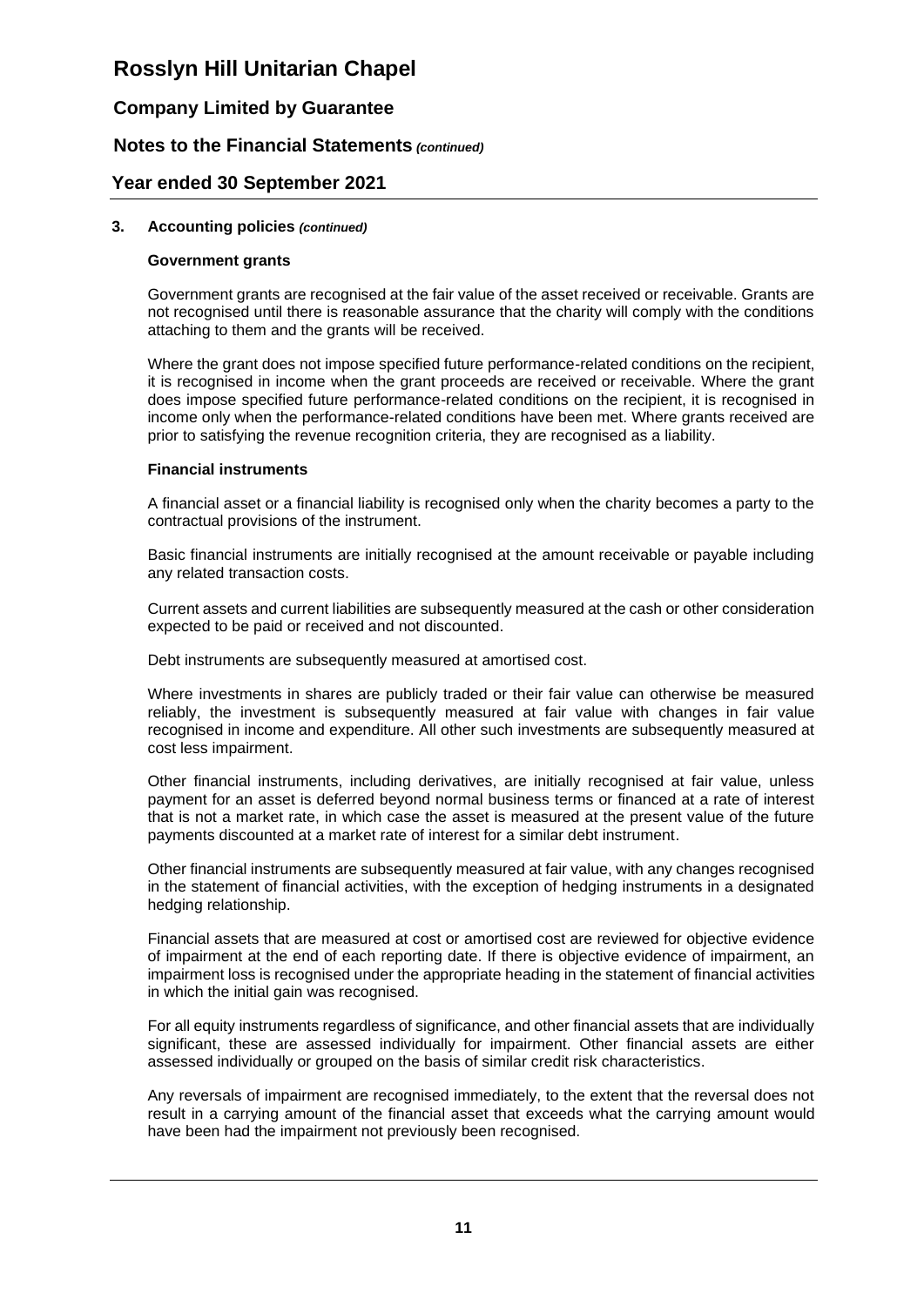### 3. Accounting policies *(continued)*

#### Government grants

Government grants are recognised at the fair value of the asset received or receivable. Grants are not recognised until there is reasonable assurance that the charity will comply with the conditions attaching to them and the grants will be received.

Where the grant does not impose specified future performance-related conditions on the recipient, it is recognised in income when the grant proceeds are received or receivable. Where the grant does impose specified future performance-related conditions on the recipient, it is recognised in income only when the performance-related conditions have been met. Where grants received are prior to satisfying the revenue recognition criteria, they are recognised as a liability.

#### Financial instruments

A financial asset or a financial liability is recognised only when the charity becomes a party to the contractual provisions of the instrument.

Basic financial instruments are initially recognised at the amount receivable or payable including any related transaction costs.

Current assets and current liabilities are subsequently measured at the cash or other consideration expected to be paid or received and not discounted.

Debt instruments are subsequently measured at amortised cost.

Where investments in shares are publicly traded or their fair value can otherwise be measured reliably, the investment is subsequently measured at fair value with changes in fair value recognised in income and expenditure. All other such investments are subsequently measured at cost less impairment.

Other financial instruments, including derivatives, are initially recognised at fair value, unless payment for an asset is deferred beyond normal business terms or financed at a rate of interest that is not a market rate, in which case the asset is measured at the present value of the future payments discounted at a market rate of interest for a similar debt instrument.

Other financial instruments are subsequently measured at fair value, with any changes recognised in the statement of financial activities, with the exception of hedging instruments in a designated hedging relationship.

Financial assets that are measured at cost or amortised cost are reviewed for objective evidence of impairment at the end of each reporting date. If there is objective evidence of impairment, an impairment loss is recognised under the appropriate heading in the statement of financial activities in which the initial gain was recognised.

For all equity instruments regardless of significance, and other financial assets that are individually significant, these are assessed individually for impairment. Other financial assets are either assessed individually or grouped on the basis of similar credit risk characteristics.

Any reversals of impairment are recognised immediately, to the extent that the reversal does not result in a carrying amount of the financial asset that exceeds what the carrying amount would have been had the impairment not previously been recognised.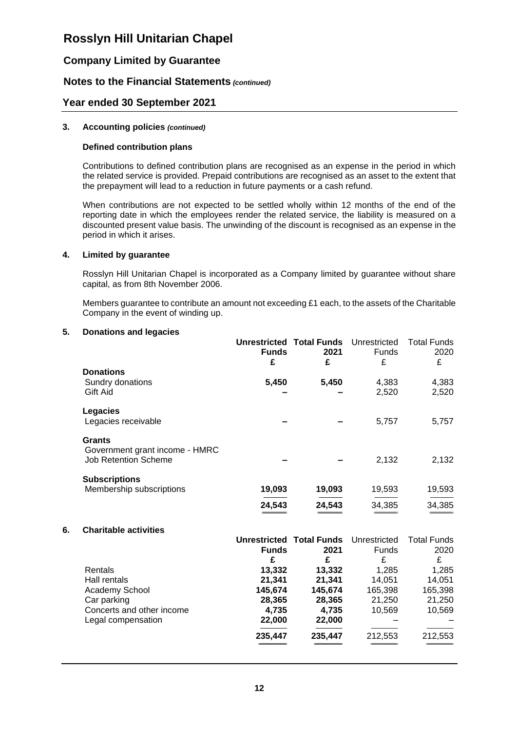# Rosslyn Hill Unitarian Chapel

## Company Limited by Guarantee

## Notes to the Financial Statements *(continued)*

## Year ended 30 September 2021

### 3. Accounting policies *(continued)*

**Defined contribution plans**

Contributions to defined contribution plans are recognised as an expense in the period in which the related service is provided. Prepaid contributions are recognised as an asset to the extent that the prepayment will lead to a reduction in future payments or a cash refund.

When contributions are not expected to be settled wholly within 12 months of the end of the reporting date in which the employees render the related service, the liability is measured on a discounted present value basis. The unwinding of the discount is recognised as an expense in the period in which it arises.

### 4. Limited by guarantee

Rosslyn Hill Unitarian Chapel is incorporated as a Company limited by guarantee without share capital, as from 8th November 2006.

Members guarantee to contribute an amount not exceeding £1 each, to the assets of the Charitable Company in the event of winding up.

### 5. Donations and legacies

| | **Unrestricted Funds** | **Total Funds 2021** | Unrestricted Funds | Total Funds 2020 |
|---|---|---|---|---|
| | **£** | **£** | £ | £ |
| **Donations** | | | | |
| Sundry donations | **5,450** | **5,450** | 4,383 | 4,383 |
| Gift Aid | **–** | **–** | 2,520 | 2,520 |
| **Legacies** | | | | |
| Legacies receivable | **–** | **–** | 5,757 | 5,757 |
| **Grants** | | | | |
| Government grant income - HMRC Job Retention Scheme | **–** | **–** | 2,132 | 2,132 |
| **Subscriptions** | | | | |
| Membership subscriptions | **19,093** | **19,093** | 19,593 | 19,593 |
| | **24,543** | **24,543** | 34,385 | 34,385 |

### 6. Charitable activities

| | **Unrestricted Funds** | **Total Funds 2021** | Unrestricted Funds | Total Funds 2020 |
|---|---|---|---|---|
| | **£** | **£** | £ | £ |
| Rentals | **13,332** | **13,332** | 1,285 | 1,285 |
| Hall rentals | **21,341** | **21,341** | 14,051 | 14,051 |
| Academy School | **145,674** | **145,674** | 165,398 | 165,398 |
| Car parking | **28,365** | **28,365** | 21,250 | 21,250 |
| Concerts and other income | **4,735** | **4,735** | 10,569 | 10,569 |
| Legal compensation | **22,000** | **22,000** | – | – |
| | **235,447** | **235,447** | 212,553 | 212,553 |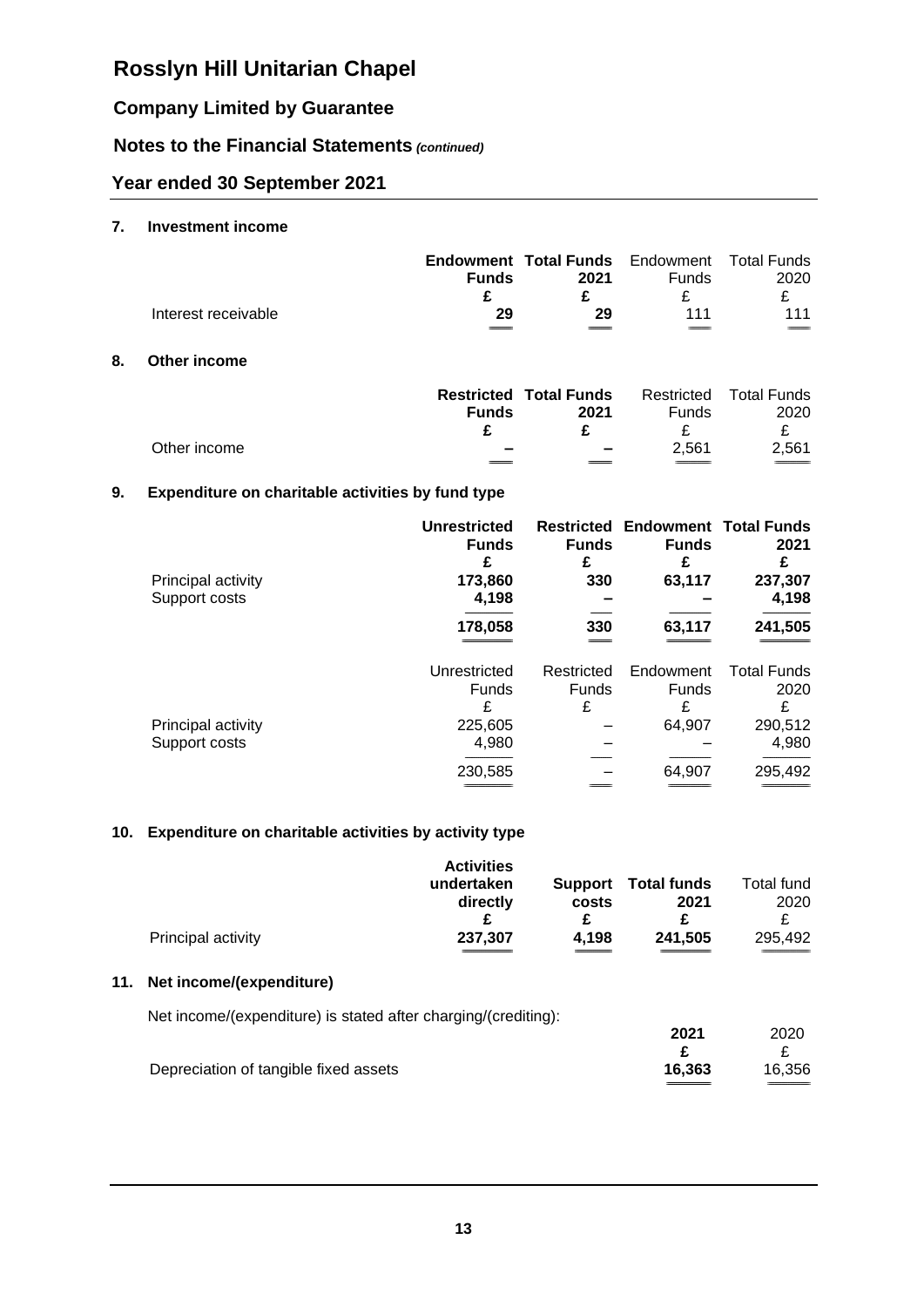# Rosslyn Hill Unitarian Chapel

## Company Limited by Guarantee

## Notes to the Financial Statements *(continued)*

## Year ended 30 September 2021

### 7. Investment income

| | **Endowment Funds** | **Total Funds 2021** | Endowment Funds | Total Funds 2020 |
|---|---|---|---|---|
| | **£** | **£** | £ | £ |
| Interest receivable | **29** | **29** | 111 | 111 |

### 8. Other income

| | **Restricted Funds** | **Total Funds 2021** | Restricted Funds | Total Funds 2020 |
|---|---|---|---|---|
| | **£** | **£** | £ | £ |
| Other income | **–** | **–** | 2,561 | 2,561 |

### 9. Expenditure on charitable activities by fund type

| | **Unrestricted Funds** | **Restricted Funds** | **Endowment Funds** | **Total Funds 2021** |
|---|---|---|---|---|
| | **£** | **£** | **£** | **£** |
| Principal activity | **173,860** | **330** | **63,117** | **237,307** |
| Support costs | **4,198** | **–** | **–** | **4,198** |
| | **178,058** | **330** | **63,117** | **241,505** |

| | Unrestricted Funds | Restricted Funds | Endowment Funds | Total Funds 2020 |
|---|---|---|---|---|
| | £ | £ | £ | £ |
| Principal activity | 225,605 | – | 64,907 | 290,512 |
| Support costs | 4,980 | – | – | 4,980 |
| | 230,585 | – | 64,907 | 295,492 |

### 10. Expenditure on charitable activities by activity type

| | **Activities undertaken directly** | **Support costs** | **Total funds 2021** | Total fund 2020 |
|---|---|---|---|---|
| | **£** | **£** | **£** | £ |
| Principal activity | **237,307** | **4,198** | **241,505** | 295,492 |

### 11. Net income/(expenditure)

Net income/(expenditure) is stated after charging/(crediting):

| | **2021** | 2020 |
|---|---|---|
| | **£** | £ |
| Depreciation of tangible fixed assets | **16,363** | 16,356 |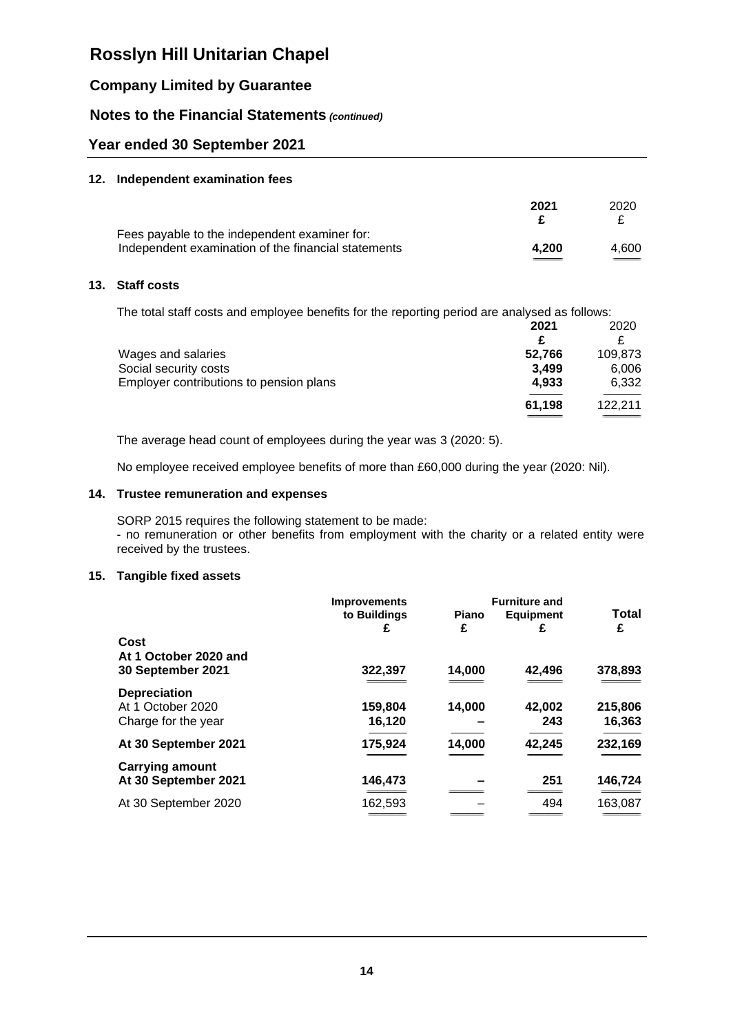# Rosslyn Hill Unitarian Chapel

## Company Limited by Guarantee

## Notes to the Financial Statements *(continued)*

## Year ended 30 September 2021

### 12. Independent examination fees

| | 2021 £ | 2020 £ |
|---|---|---|
| Fees payable to the independent examiner for: | | |
| Independent examination of the financial statements | **4,200** | 4,600 |

### 13. Staff costs

The total staff costs and employee benefits for the reporting period are analysed as follows:

| | 2021 £ | 2020 £ |
|---|---|---|
| Wages and salaries | **52,766** | 109,873 |
| Social security costs | **3,499** | 6,006 |
| Employer contributions to pension plans | **4,933** | 6,332 |
| | **61,198** | 122,211 |

The average head count of employees during the year was 3 (2020: 5).

No employee received employee benefits of more than £60,000 during the year (2020: Nil).

### 14. Trustee remuneration and expenses

SORP 2015 requires the following statement to be made:
- no remuneration or other benefits from employment with the charity or a related entity were received by the trustees.

### 15. Tangible fixed assets

| | Improvements to Buildings £ | Piano £ | Furniture and Equipment £ | Total £ |
|---|---|---|---|---|
| **Cost** | | | | |
| **At 1 October 2020 and 30 September 2021** | **322,397** | **14,000** | **42,496** | **378,893** |
| **Depreciation** | | | | |
| At 1 October 2020 | **159,804** | **14,000** | **42,002** | **215,806** |
| Charge for the year | **16,120** | **–** | **243** | **16,363** |
| **At 30 September 2021** | **175,924** | **14,000** | **42,245** | **232,169** |
| **Carrying amount** | | | | |
| **At 30 September 2021** | **146,473** | **–** | **251** | **146,724** |
| At 30 September 2020 | 162,593 | – | 494 | 163,087 |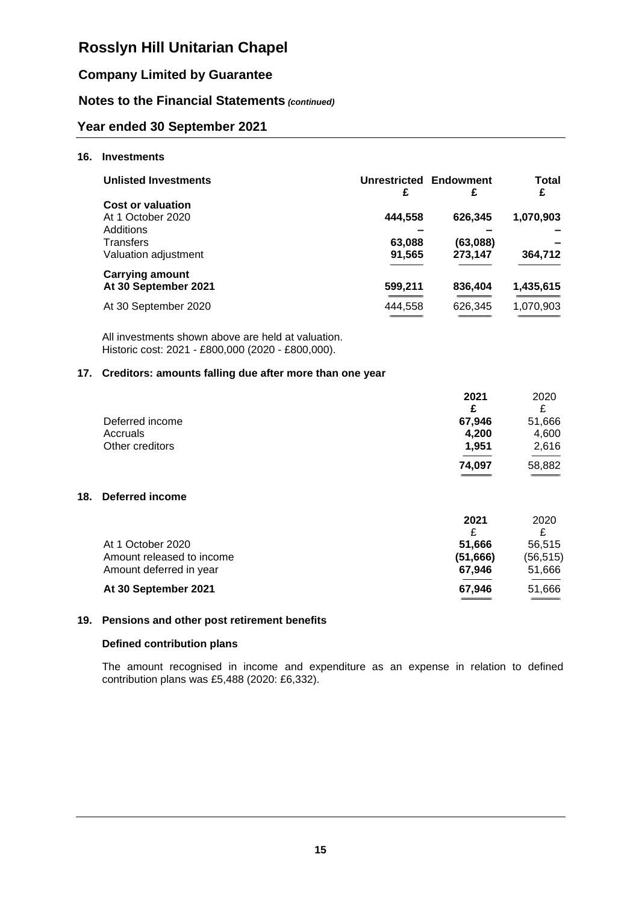# Rosslyn Hill Unitarian Chapel

## Company Limited by Guarantee

## Notes to the Financial Statements *(continued)*

## Year ended 30 September 2021

### 16. Investments

| Unlisted Investments | Unrestricted £ | Endowment £ | Total £ |
|---|---|---|---|
| **Cost or valuation** | | | |
| At 1 October 2020 | **444,558** | **626,345** | **1,070,903** |
| Additions | **–** | **–** | **–** |
| Transfers | **63,088** | **(63,088)** | **–** |
| Valuation adjustment | **91,565** | **273,147** | **364,712** |
| **Carrying amount** | | | |
| **At 30 September 2021** | **599,211** | **836,404** | **1,435,615** |
| At 30 September 2020 | 444,558 | 626,345 | 1,070,903 |

All investments shown above are held at valuation.
Historic cost: 2021 - £800,000 (2020 - £800,000).

### 17. Creditors: amounts falling due after more than one year

| | 2021 £ | 2020 £ |
|---|---|---|
| Deferred income | **67,946** | 51,666 |
| Accruals | **4,200** | 4,600 |
| Other creditors | **1,951** | 2,616 |
| | **74,097** | 58,882 |

### 18. Deferred income

| | 2021 £ | 2020 £ |
|---|---|---|
| At 1 October 2020 | **51,666** | 56,515 |
| Amount released to income | **(51,666)** | (56,515) |
| Amount deferred in year | **67,946** | 51,666 |
| **At 30 September 2021** | **67,946** | 51,666 |

### 19. Pensions and other post retirement benefits

**Defined contribution plans**

The amount recognised in income and expenditure as an expense in relation to defined contribution plans was £5,488 (2020: £6,332).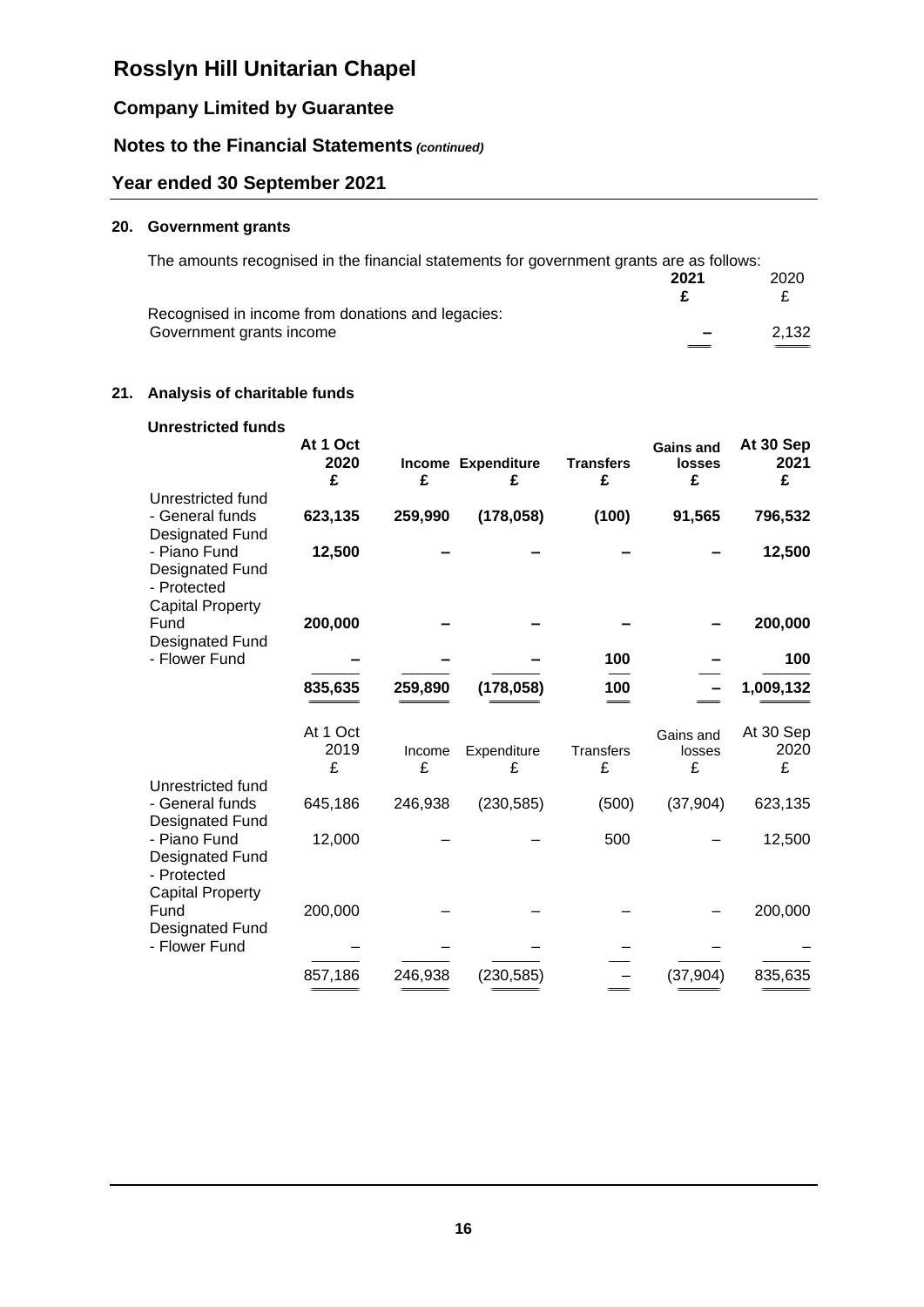## 20. Government grants

The amounts recognised in the financial statements for government grants are as follows:

| | **2021** | 2020 |
|---|---|---|
| | **£** | £ |
| Recognised in income from donations and legacies: | | |
| Government grants income | **–** | 2,132 |

## 21. Analysis of charitable funds

### Unrestricted funds

| | **At 1 Oct 2020** | **Income** | **Expenditure** | **Transfers** | **Gains and losses** | **At 30 Sep 2021** |
|---|---|---|---|---|---|---|
| | **£** | **£** | **£** | **£** | **£** | **£** |
| Unrestricted fund - General funds | **623,135** | **259,990** | **(178,058)** | **(100)** | **91,565** | **796,532** |
| Designated Fund - Piano Fund | **12,500** | **–** | **–** | **–** | **–** | **12,500** |
| Designated Fund - Protected Capital Property Fund | **200,000** | **–** | **–** | **–** | **–** | **200,000** |
| Designated Fund - Flower Fund | **–** | **–** | **–** | **100** | **–** | **100** |
| | **835,635** | **259,890** | **(178,058)** | **100** | **–** | **1,009,132** |

| | At 1 Oct 2019 | Income | Expenditure | Transfers | Gains and losses | At 30 Sep 2020 |
|---|---|---|---|---|---|---|
| | £ | £ | £ | £ | £ | £ |
| Unrestricted fund - General funds | 645,186 | 246,938 | (230,585) | (500) | (37,904) | 623,135 |
| Designated Fund - Piano Fund | 12,000 | – | – | 500 | – | 12,500 |
| Designated Fund - Protected Capital Property Fund | 200,000 | – | – | – | – | 200,000 |
| Designated Fund - Flower Fund | – | – | – | – | – | – |
| | 857,186 | 246,938 | (230,585) | – | (37,904) | 835,635 |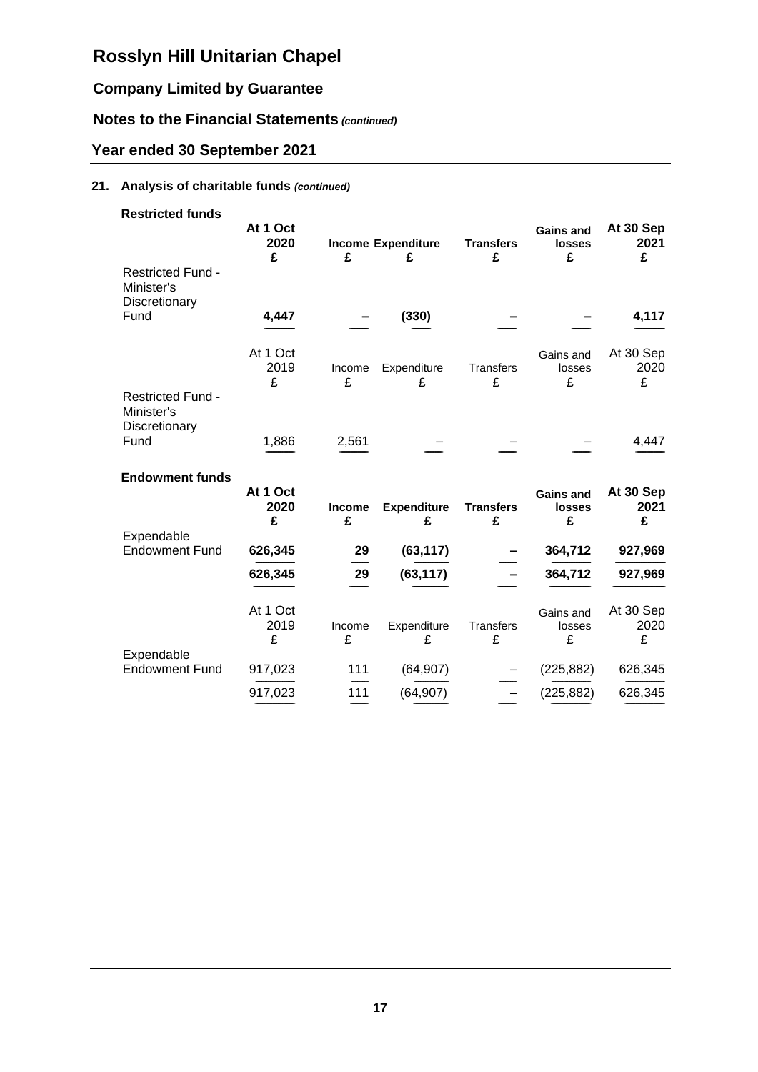# Rosslyn Hill Unitarian Chapel

## Company Limited by Guarantee

## Notes to the Financial Statements *(continued)*

## Year ended 30 September 2021

### 21. Analysis of charitable funds *(continued)*

**Restricted funds**

| | **At 1 Oct 2020 £** | **Income £** | **Expenditure £** | **Transfers £** | **Gains and losses £** | **At 30 Sep 2021 £** |
|---|---|---|---|---|---|---|
| Restricted Fund - Minister's Discretionary Fund | **4,447** | **–** | **(330)** | **–** | **–** | **4,117** |

| | At 1 Oct 2019 £ | Income £ | Expenditure £ | Transfers £ | Gains and losses £ | At 30 Sep 2020 £ |
|---|---|---|---|---|---|---|
| Restricted Fund - Minister's Discretionary Fund | 1,886 | 2,561 | – | – | – | 4,447 |

**Endowment funds**

| | **At 1 Oct 2020 £** | **Income £** | **Expenditure £** | **Transfers £** | **Gains and losses £** | **At 30 Sep 2021 £** |
|---|---|---|---|---|---|---|
| Expendable Endowment Fund | **626,345** | **29** | **(63,117)** | **–** | **364,712** | **927,969** |
| | **626,345** | **29** | **(63,117)** | **–** | **364,712** | **927,969** |

| | At 1 Oct 2019 £ | Income £ | Expenditure £ | Transfers £ | Gains and losses £ | At 30 Sep 2020 £ |
|---|---|---|---|---|---|---|
| Expendable Endowment Fund | 917,023 | 111 | (64,907) | – | (225,882) | 626,345 |
| | 917,023 | 111 | (64,907) | – | (225,882) | 626,345 |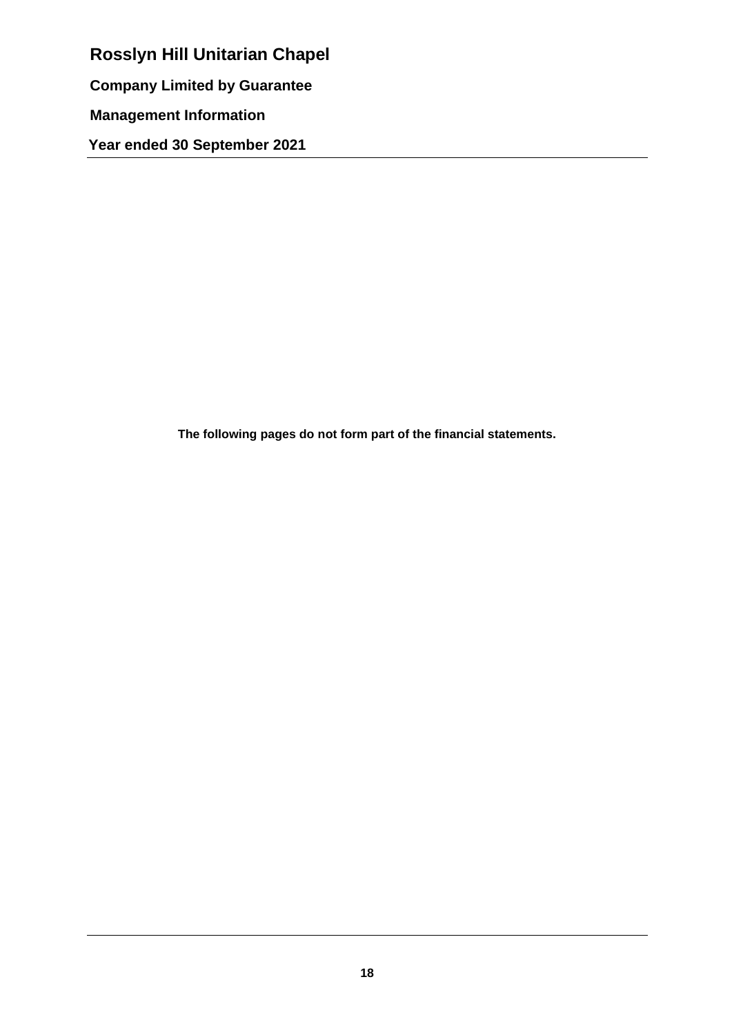# Rosslyn Hill Unitarian Chapel

**Company Limited by Guarantee**

**Management Information**

**Year ended 30 September 2021**

**The following pages do not form part of the financial statements.**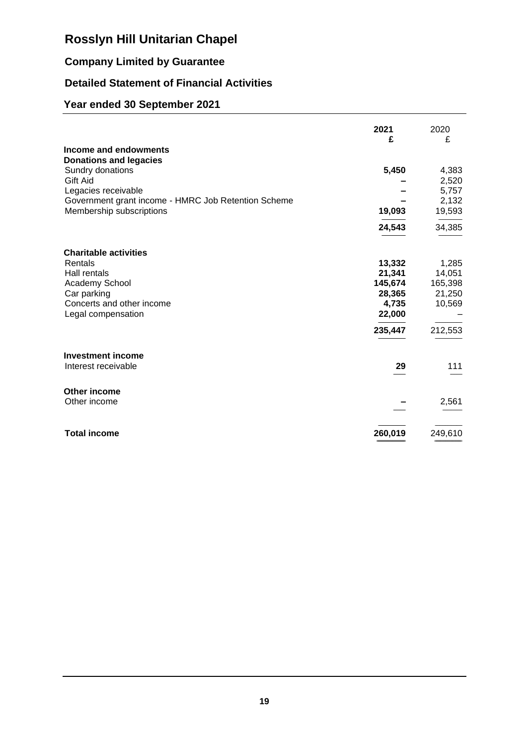# Rosslyn Hill Unitarian Chapel

## Company Limited by Guarantee

## Detailed Statement of Financial Activities

## Year ended 30 September 2021

| | 2021<br>£ | 2020<br>£ |
|---|---|---|
| **Income and endowments** | | |
| **Donations and legacies** | | |
| Sundry donations | **5,450** | 4,383 |
| Gift Aid | **–** | 2,520 |
| Legacies receivable | **–** | 5,757 |
| Government grant income - HMRC Job Retention Scheme | **–** | 2,132 |
| Membership subscriptions | **19,093** | 19,593 |
| | **24,543** | 34,385 |
| **Charitable activities** | | |
| Rentals | **13,332** | 1,285 |
| Hall rentals | **21,341** | 14,051 |
| Academy School | **145,674** | 165,398 |
| Car parking | **28,365** | 21,250 |
| Concerts and other income | **4,735** | 10,569 |
| Legal compensation | **22,000** | – |
| | **235,447** | 212,553 |
| **Investment income** | | |
| Interest receivable | **29** | 111 |
| **Other income** | | |
| Other income | **–** | 2,561 |
| **Total income** | **260,019** | 249,610 |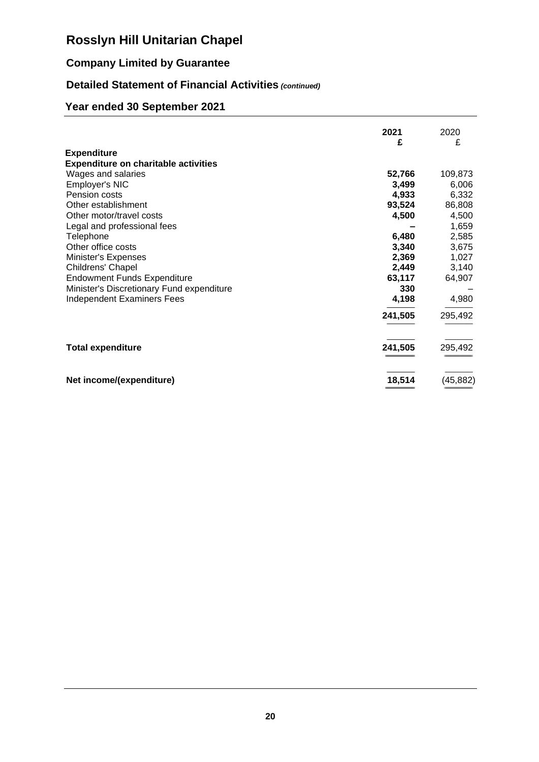# Rosslyn Hill Unitarian Chapel

## Company Limited by Guarantee

## Detailed Statement of Financial Activities *(continued)*

## Year ended 30 September 2021

| | **2021** | 2020 |
|---|---|---|
| | **£** | £ |
| **Expenditure** | | |
| **Expenditure on charitable activities** | | |
| Wages and salaries | **52,766** | 109,873 |
| Employer's NIC | **3,499** | 6,006 |
| Pension costs | **4,933** | 6,332 |
| Other establishment | **93,524** | 86,808 |
| Other motor/travel costs | **4,500** | 4,500 |
| Legal and professional fees | **–** | 1,659 |
| Telephone | **6,480** | 2,585 |
| Other office costs | **3,340** | 3,675 |
| Minister's Expenses | **2,369** | 1,027 |
| Childrens' Chapel | **2,449** | 3,140 |
| Endowment Funds Expenditure | **63,117** | 64,907 |
| Minister's Discretionary Fund expenditure | **330** | – |
| Independent Examiners Fees | **4,198** | 4,980 |
| | **241,505** | 295,492 |
| **Total expenditure** | **241,505** | 295,492 |
| **Net income/(expenditure)** | **18,514** | (45,882) |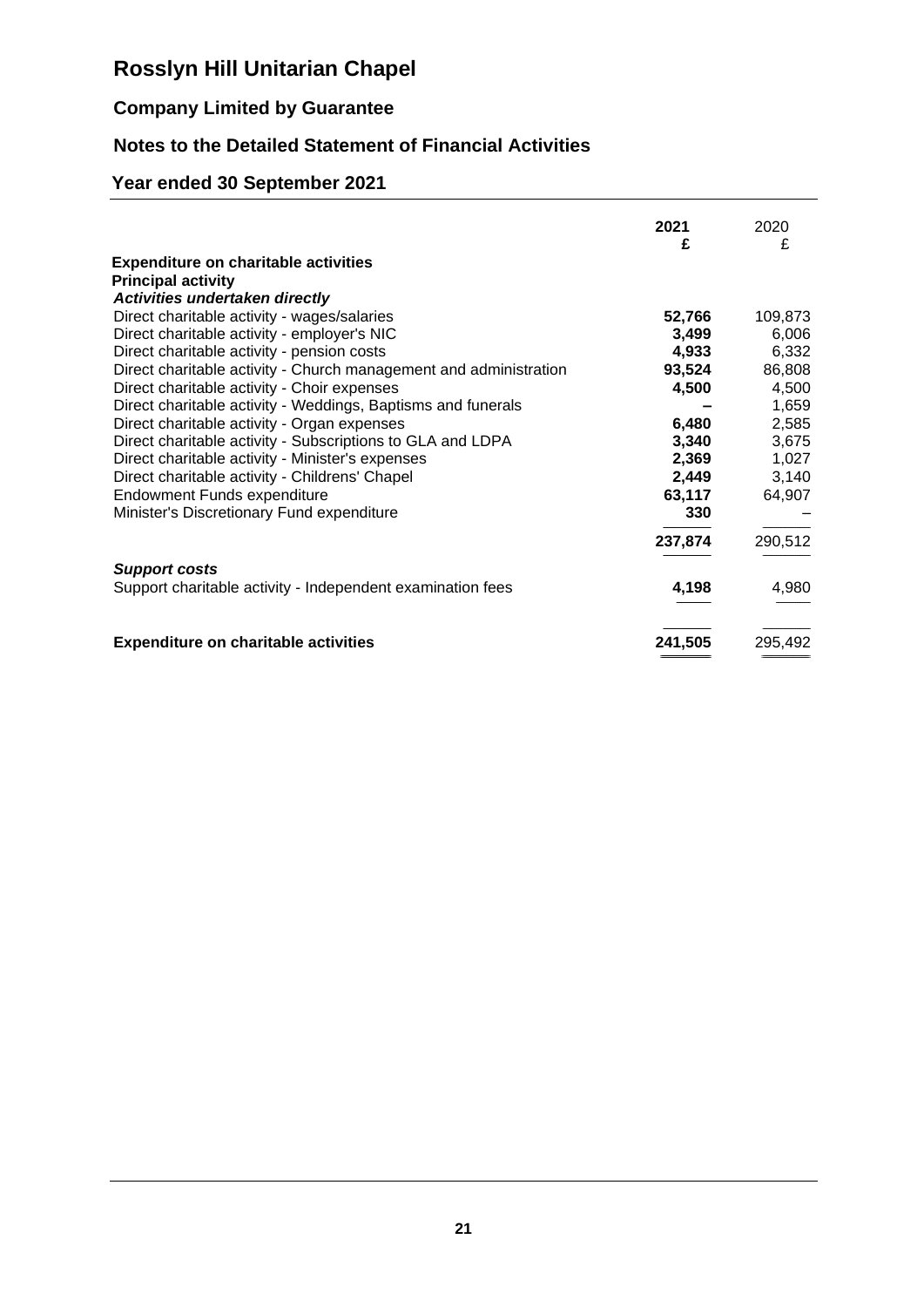# Rosslyn Hill Unitarian Chapel

## Company Limited by Guarantee

## Notes to the Detailed Statement of Financial Activities

## Year ended 30 September 2021

| | 2021 £ | 2020 £ |
|---|---|---|
| **Expenditure on charitable activities** | | |
| **Principal activity** | | |
| ***Activities undertaken directly*** | | |
| Direct charitable activity - wages/salaries | **52,766** | 109,873 |
| Direct charitable activity - employer's NIC | **3,499** | 6,006 |
| Direct charitable activity - pension costs | **4,933** | 6,332 |
| Direct charitable activity - Church management and administration | **93,524** | 86,808 |
| Direct charitable activity - Choir expenses | **4,500** | 4,500 |
| Direct charitable activity - Weddings, Baptisms and funerals | **–** | 1,659 |
| Direct charitable activity - Organ expenses | **6,480** | 2,585 |
| Direct charitable activity - Subscriptions to GLA and LDPA | **3,340** | 3,675 |
| Direct charitable activity - Minister's expenses | **2,369** | 1,027 |
| Direct charitable activity - Childrens' Chapel | **2,449** | 3,140 |
| Endowment Funds expenditure | **63,117** | 64,907 |
| Minister's Discretionary Fund expenditure | **330** | – |
| | **237,874** | 290,512 |
| ***Support costs*** | | |
| Support charitable activity - Independent examination fees | **4,198** | 4,980 |
| **Expenditure on charitable activities** | **241,505** | 295,492 |